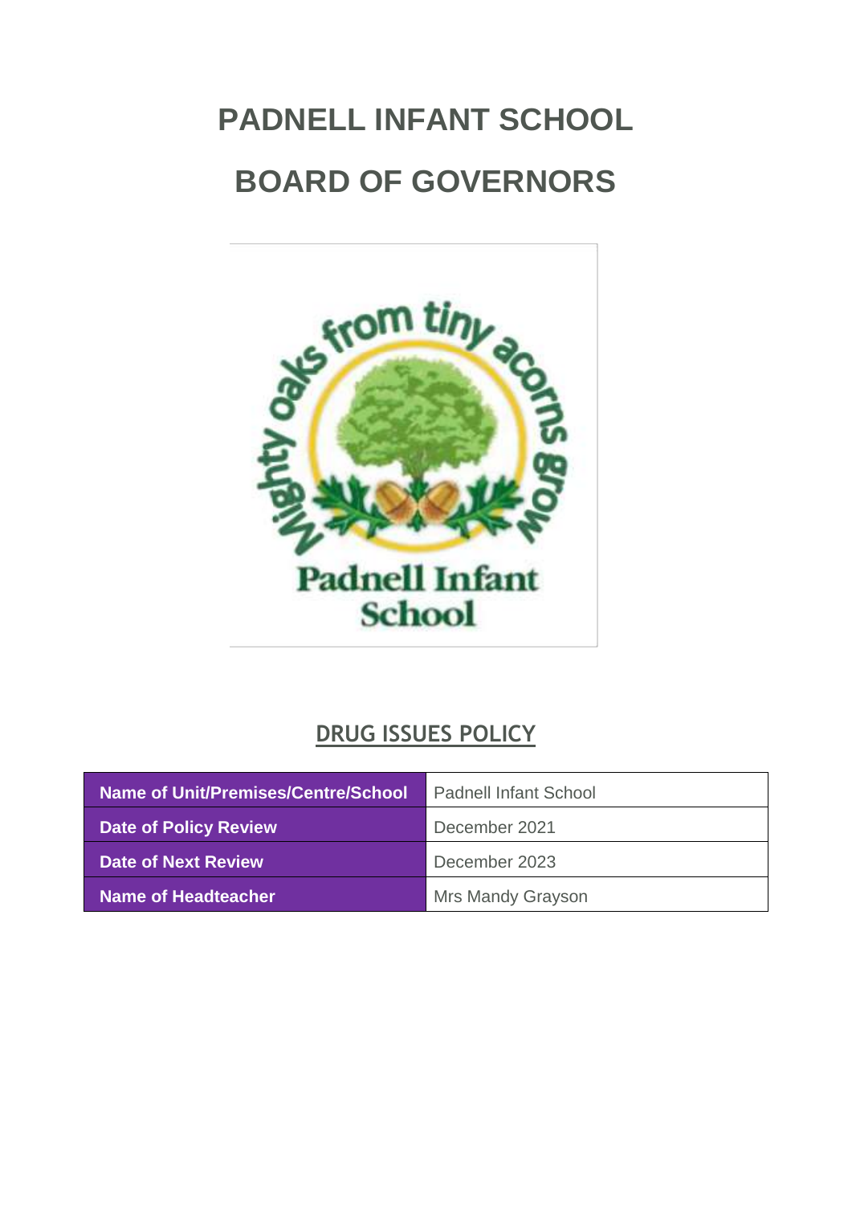# PADNELL INFANT SCHOOL

# BOARD OF GOVERNORS

## DRUG ISSUES POLICY

| Name of Unit/Premises/Centre/School | Padnell Infant School |
|---|---|
| Date of Policy Review | December 2021 |
| Date of Next Review | December 2023 |
| Name of Headteacher | Mrs Mandy Grayson |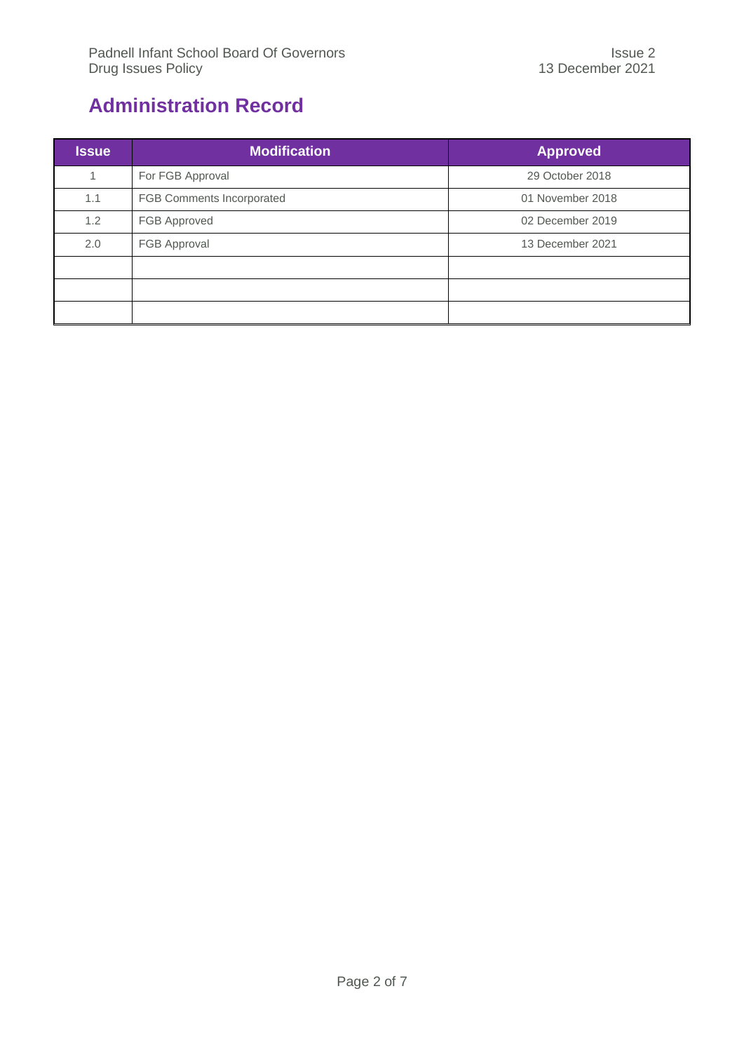## Administration Record

| Issue | Modification | Approved |
|---|---|---|
| 1 | For FGB Approval | 29 October 2018 |
| 1.1 | FGB Comments Incorporated | 01 November 2018 |
| 1.2 | FGB Approved | 02 December 2019 |
| 2.0 | FGB Approval | 13 December 2021 |
| | | |
| | | |
| | | |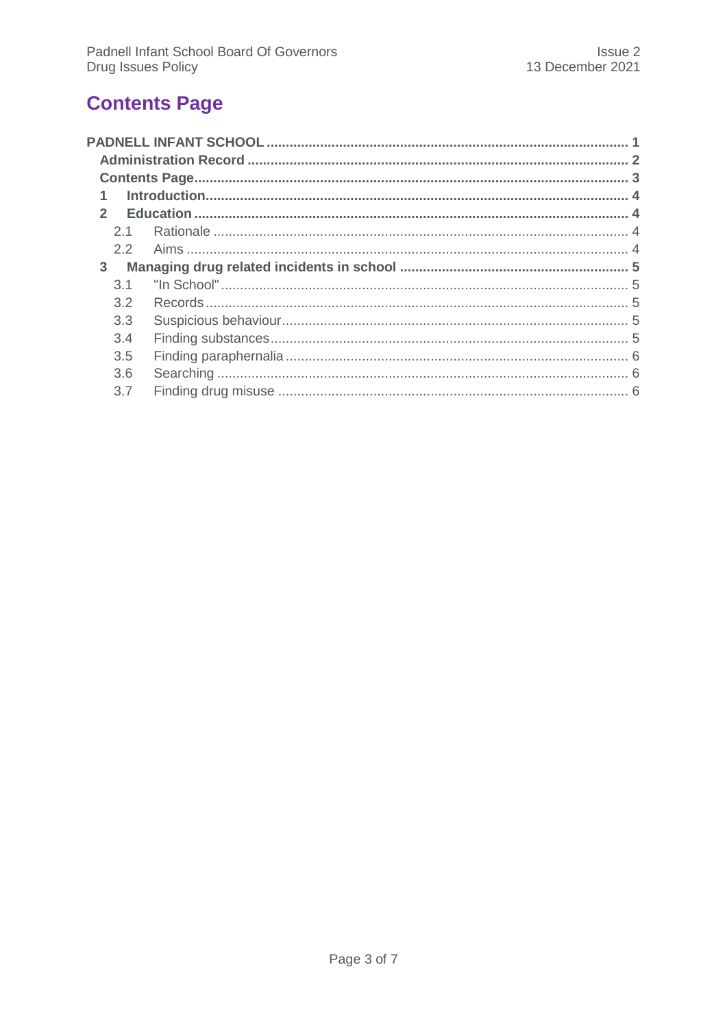# Contents Page

**PADNELL INFANT SCHOOL** ........ 1

- **Administration Record** ........ 2
- **Contents Page** ........ 3
- **1 Introduction** ........ 4
- **2 Education** ........ 4
  - 2.1 Rationale ........ 4
  - 2.2 Aims ........ 4
- **3 Managing drug related incidents in school** ........ 5
  - 3.1 "In School" ........ 5
  - 3.2 Records ........ 5
  - 3.3 Suspicious behaviour ........ 5
  - 3.4 Finding substances ........ 5
  - 3.5 Finding paraphernalia ........ 6
  - 3.6 Searching ........ 6
  - 3.7 Finding drug misuse ........ 6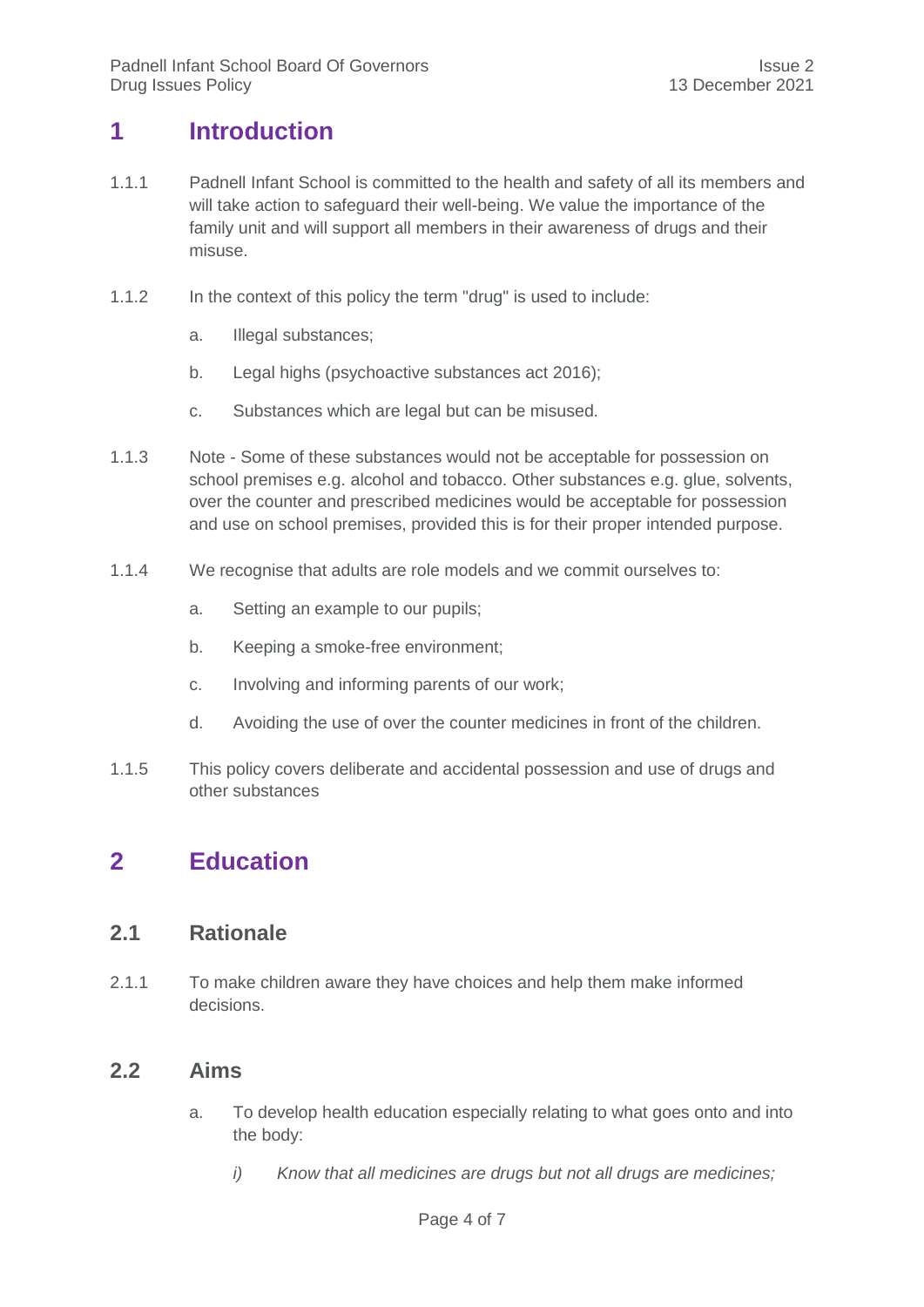# 1 Introduction

1.1.1 Padnell Infant School is committed to the health and safety of all its members and will take action to safeguard their well-being. We value the importance of the family unit and will support all members in their awareness of drugs and their misuse.

1.1.2 In the context of this policy the term "drug" is used to include:

a. Illegal substances;

b. Legal highs (psychoactive substances act 2016);

c. Substances which are legal but can be misused.

1.1.3 Note - Some of these substances would not be acceptable for possession on school premises e.g. alcohol and tobacco. Other substances e.g. glue, solvents, over the counter and prescribed medicines would be acceptable for possession and use on school premises, provided this is for their proper intended purpose.

1.1.4 We recognise that adults are role models and we commit ourselves to:

a. Setting an example to our pupils;

b. Keeping a smoke-free environment;

c. Involving and informing parents of our work;

d. Avoiding the use of over the counter medicines in front of the children.

1.1.5 This policy covers deliberate and accidental possession and use of drugs and other substances

# 2 Education

## 2.1 Rationale

2.1.1 To make children aware they have choices and help them make informed decisions.

## 2.2 Aims

a. To develop health education especially relating to what goes onto and into the body:

*i) Know that all medicines are drugs but not all drugs are medicines;*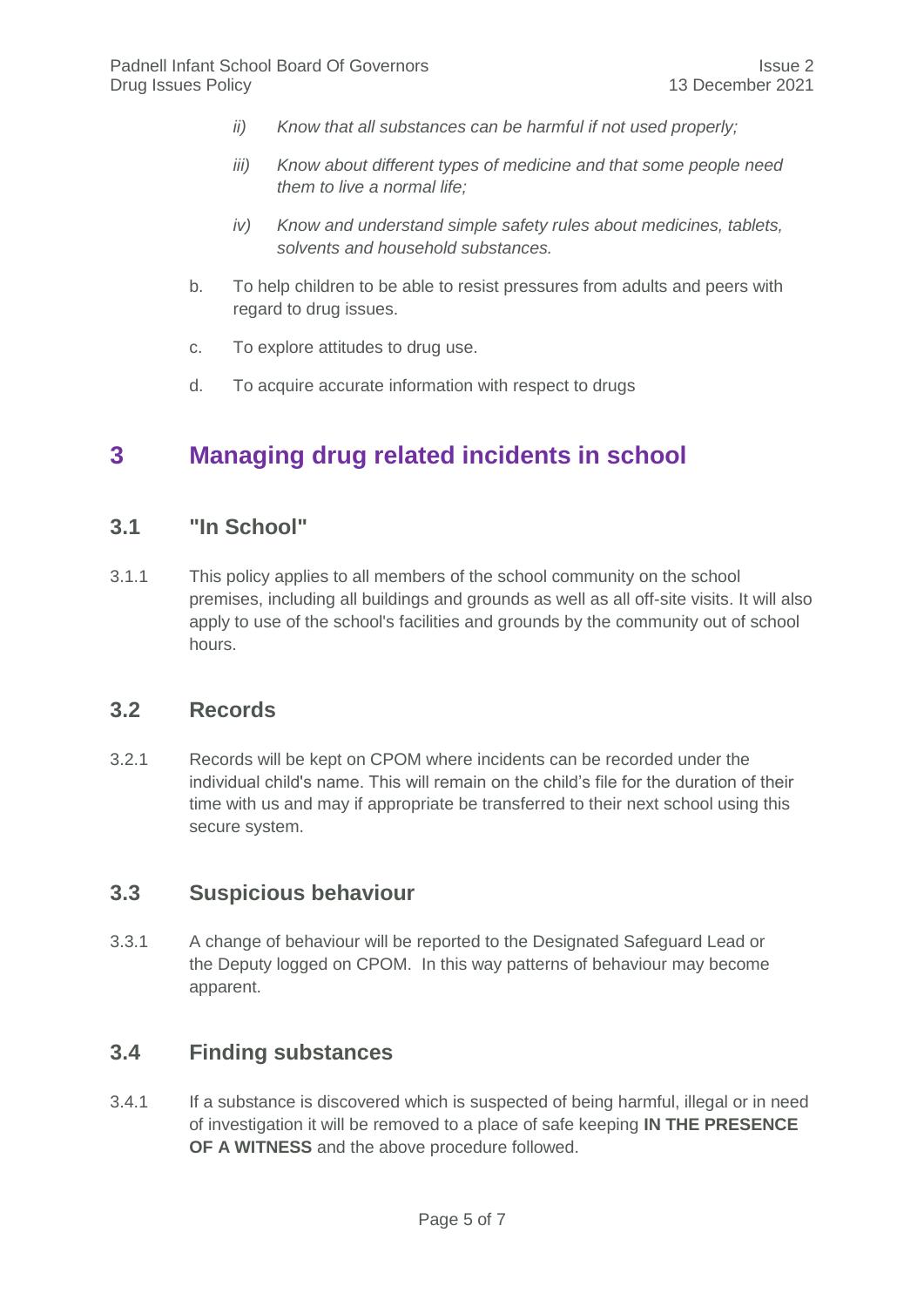ii) *Know that all substances can be harmful if not used properly;*

iii) *Know about different types of medicine and that some people need them to live a normal life;*

iv) *Know and understand simple safety rules about medicines, tablets, solvents and household substances.*

b. To help children to be able to resist pressures from adults and peers with regard to drug issues.

c. To explore attitudes to drug use.

d. To acquire accurate information with respect to drugs

# 3 Managing drug related incidents in school

## 3.1 "In School"

3.1.1 This policy applies to all members of the school community on the school premises, including all buildings and grounds as well as all off-site visits. It will also apply to use of the school's facilities and grounds by the community out of school hours.

## 3.2 Records

3.2.1 Records will be kept on CPOM where incidents can be recorded under the individual child's name. This will remain on the child's file for the duration of their time with us and may if appropriate be transferred to their next school using this secure system.

## 3.3 Suspicious behaviour

3.3.1 A change of behaviour will be reported to the Designated Safeguard Lead or the Deputy logged on CPOM. In this way patterns of behaviour may become apparent.

## 3.4 Finding substances

3.4.1 If a substance is discovered which is suspected of being harmful, illegal or in need of investigation it will be removed to a place of safe keeping **IN THE PRESENCE OF A WITNESS** and the above procedure followed.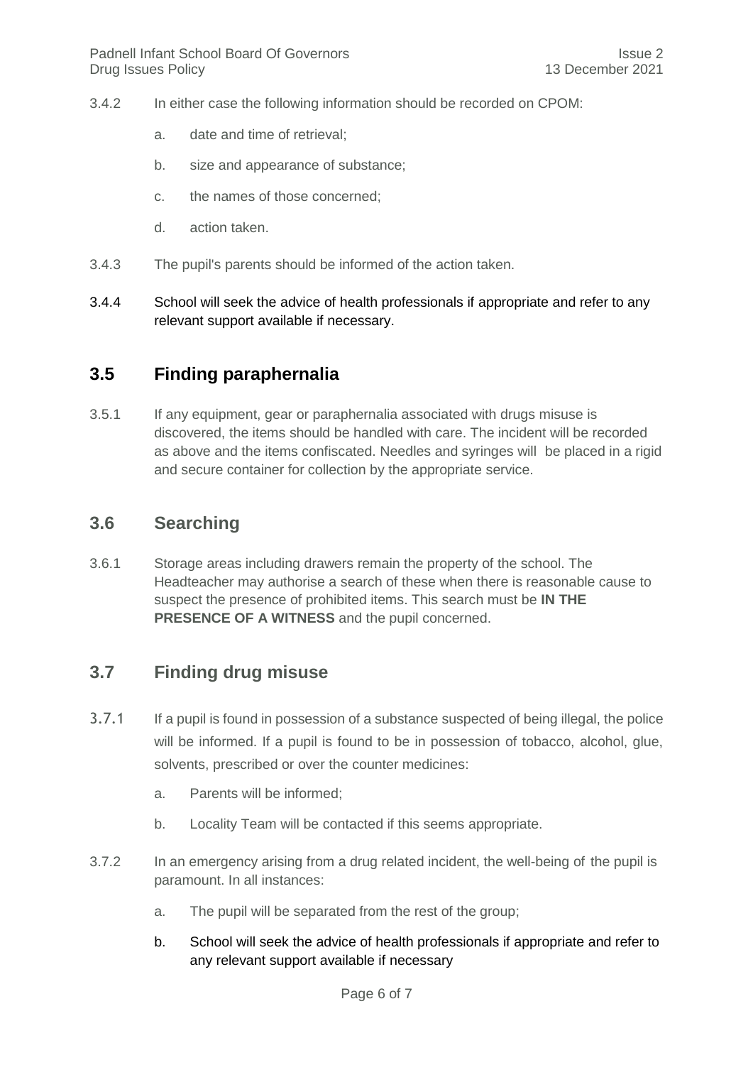3.4.2 In either case the following information should be recorded on CPOM:

a. date and time of retrieval;

b. size and appearance of substance;

c. the names of those concerned;

d. action taken.

3.4.3 The pupil's parents should be informed of the action taken.

3.4.4 School will seek the advice of health professionals if appropriate and refer to any relevant support available if necessary.

## 3.5 Finding paraphernalia

3.5.1 If any equipment, gear or paraphernalia associated with drugs misuse is discovered, the items should be handled with care. The incident will be recorded as above and the items confiscated. Needles and syringes will be placed in a rigid and secure container for collection by the appropriate service.

## 3.6 Searching

3.6.1 Storage areas including drawers remain the property of the school. The Headteacher may authorise a search of these when there is reasonable cause to suspect the presence of prohibited items. This search must be **IN THE PRESENCE OF A WITNESS** and the pupil concerned.

## 3.7 Finding drug misuse

3.7.1 If a pupil is found in possession of a substance suspected of being illegal, the police will be informed. If a pupil is found to be in possession of tobacco, alcohol, glue, solvents, prescribed or over the counter medicines:

a. Parents will be informed;

b. Locality Team will be contacted if this seems appropriate.

3.7.2 In an emergency arising from a drug related incident, the well-being of the pupil is paramount. In all instances:

a. The pupil will be separated from the rest of the group;

b. School will seek the advice of health professionals if appropriate and refer to any relevant support available if necessary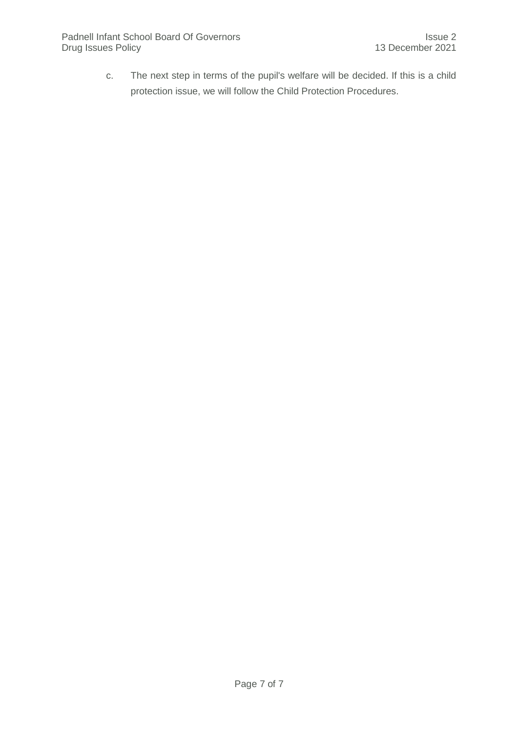c. The next step in terms of the pupil's welfare will be decided. If this is a child protection issue, we will follow the Child Protection Procedures.